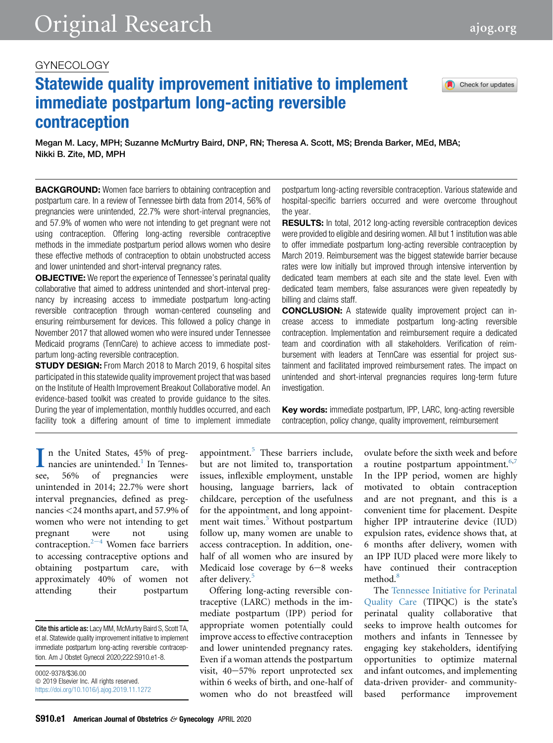GYNECOLOGY

# Statewide quality improvement initiative to implement immediate postpartum long-acting reversible contraception

Megan M. Lacy, MPH; Suzanne McMurtry Baird, DNP, RN; Theresa A. Scott, MS; Brenda Barker, MEd, MBA; Nikki B. Zite, MD, MPH

**BACKGROUND:** Women face barriers to obtaining contraception and postpartum care. In a review of Tennessee birth data from 2014, 56% of pregnancies were unintended, 22.7% were short-interval pregnancies, and 57.9% of women who were not intending to get pregnant were not using contraception. Offering long-acting reversible contraceptive methods in the immediate postpartum period allows women who desire these effective methods of contraception to obtain unobstructed access and lower unintended and short-interval pregnancy rates.

**OBJECTIVE:** We report the experience of Tennessee's perinatal quality collaborative that aimed to address unintended and short-interval pregnancy by increasing access to immediate postpartum long-acting reversible contraception through woman-centered counseling and ensuring reimbursement for devices. This followed a policy change in November 2017 that allowed women who were insured under Tennessee Medicaid programs (TennCare) to achieve access to immediate postpartum long-acting reversible contraception.

**STUDY DESIGN:** From March 2018 to March 2019, 6 hospital sites participated in this statewide quality improvement project that was based on the Institute of Health Improvement Breakout Collaborative model. An evidence-based toolkit was created to provide guidance to the sites. During the year of implementation, monthly huddles occurred, and each facility took a differing amount of time to implement immediate postpartum long-acting reversible contraception. Various statewide and hospital-specific barriers occurred and were overcome throughout the year.

**RESULTS:** In total, 2012 long-acting reversible contraception devices were provided to eligible and desiring women. All but 1 institution was able to offer immediate postpartum long-acting reversible contraception by March 2019. Reimbursement was the biggest statewide barrier because rates were low initially but improved through intensive intervention by dedicated team members at each site and the state level. Even with dedicated team members, false assurances were given repeatedly by billing and claims staff.

**CONCLUSION:** A statewide quality improvement project can increase access to immediate postpartum long-acting reversible contraception. Implementation and reimbursement require a dedicated team and coordination with all stakeholders. Verification of reimbursement with leaders at TennCare was essential for project sustainment and facilitated improved reimbursement rates. The impact on unintended and short-interval pregnancies requires long-term future investigation.

**Key words:** immediate postpartum, IPP, LARC, long-acting reversible contraception, policy change, quality improvement, reimbursement

In the United States, 45% of pregnancies are unintended.[1] In Tennessee, 56% of pregnancies were unintended in 2014; 22.7% were short interval pregnancies, defined as pregnancies <24 months apart, and 57.9% of women who were not intending to get pregnant were not using contraception.[2–4] Women face barriers to accessing contraceptive options and obtaining postpartum care, with approximately 40% of women not attending their postpartum appointment.[5] These barriers include, but are not limited to, transportation issues, inflexible employment, unstable housing, language barriers, lack of childcare, perception of the usefulness for the appointment, and long appointment wait times.[5] Without postpartum follow up, many women are unable to access contraception. In addition, one-half of all women who are insured by Medicaid lose coverage by 6–8 weeks after delivery.[5]

Offering long-acting reversible contraceptive (LARC) methods in the immediate postpartum (IPP) period for appropriate women potentially could improve access to effective contraception and lower unintended pregnancy rates. Even if a woman attends the postpartum visit, 40–57% report unprotected sex within 6 weeks of birth, and one-half of women who do not breastfeed will ovulate before the sixth week and before a routine postpartum appointment.[6,7] In the IPP period, women are highly motivated to obtain contraception and are not pregnant, and this is a convenient time for placement. Despite higher IPP intrauterine device (IUD) expulsion rates, evidence shows that, at 6 months after delivery, women with an IPP IUD placed were more likely to have continued their contraception method.[8]

The Tennessee Initiative for Perinatal Quality Care (TIPQC) is the state's perinatal quality collaborative that seeks to improve health outcomes for mothers and infants in Tennessee by engaging key stakeholders, identifying opportunities to optimize maternal and infant outcomes, and implementing data-driven provider- and community-based performance improvement

**Cite this article as:** Lacy MM, McMurtry Baird S, Scott TA, et al. Statewide quality improvement initiative to implement immediate postpartum long-acting reversible contraception. Am J Obstet Gynecol 2020;222:S910.e1-8.

0002-9378/$36.00
© 2019 Elsevier Inc. All rights reserved.
https://doi.org/10.1016/j.ajog.2019.11.1272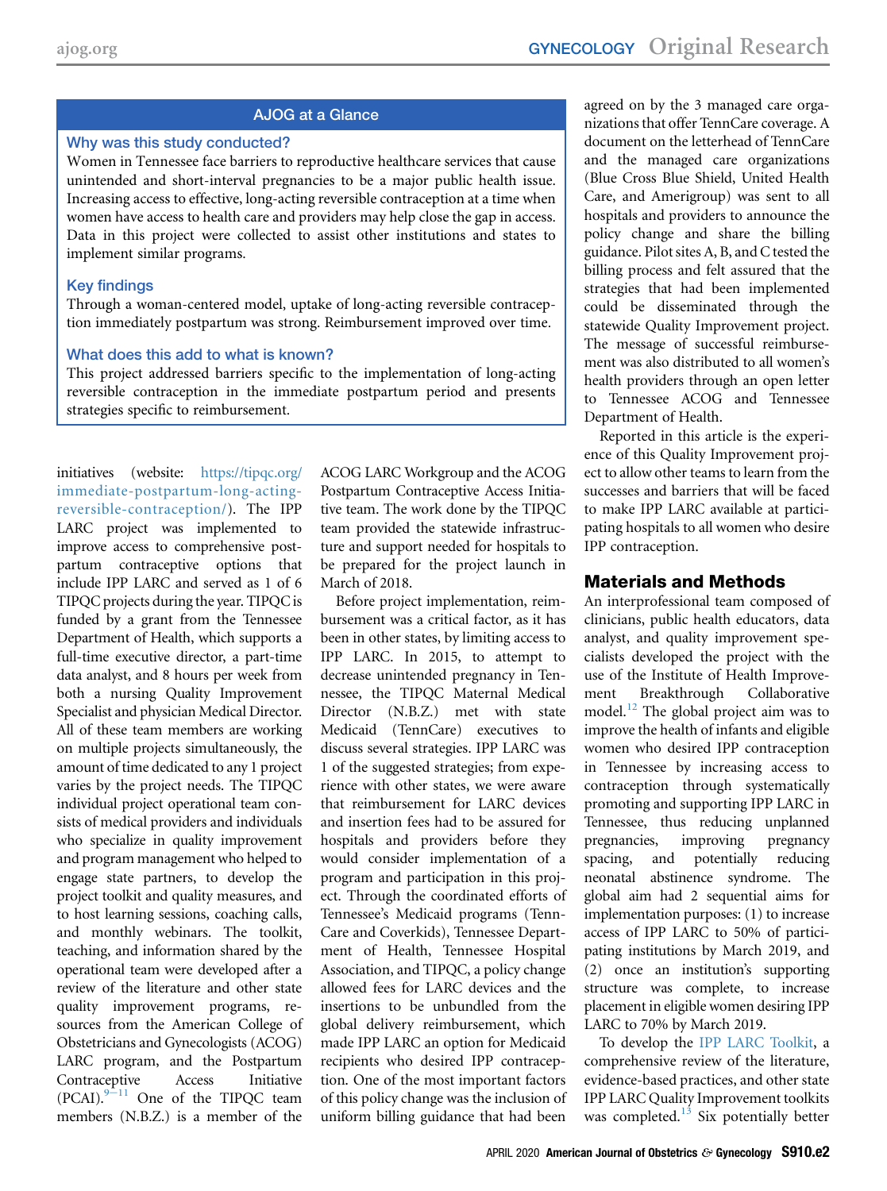## AJOG at a Glance

**Why was this study conducted?**

Women in Tennessee face barriers to reproductive healthcare services that cause unintended and short-interval pregnancies to be a major public health issue. Increasing access to effective, long-acting reversible contraception at a time when women have access to health care and providers may help close the gap in access. Data in this project were collected to assist other institutions and states to implement similar programs.

**Key findings**

Through a woman-centered model, uptake of long-acting reversible contraception immediately postpartum was strong. Reimbursement improved over time.

**What does this add to what is known?**

This project addressed barriers specific to the implementation of long-acting reversible contraception in the immediate postpartum period and presents strategies specific to reimbursement.

initiatives (website: https://tipqc.org/immediate-postpartum-long-acting-reversible-contraception/). The IPP LARC project was implemented to improve access to comprehensive postpartum contraceptive options that include IPP LARC and served as 1 of 6 TIPQC projects during the year. TIPQC is funded by a grant from the Tennessee Department of Health, which supports a full-time executive director, a part-time data analyst, and 8 hours per week from both a nursing Quality Improvement Specialist and physician Medical Director. All of these team members are working on multiple projects simultaneously, the amount of time dedicated to any 1 project varies by the project needs. The TIPQC individual project operational team consists of medical providers and individuals who specialize in quality improvement and program management who helped to engage state partners, to develop the project toolkit and quality measures, and to host learning sessions, coaching calls, and monthly webinars. The toolkit, teaching, and information shared by the operational team were developed after a review of the literature and other state quality improvement programs, resources from the American College of Obstetricians and Gynecologists (ACOG) LARC program, and the Postpartum Contraceptive Access Initiative (PCAI).[9–11] One of the TIPQC team members (N.B.Z.) is a member of the ACOG LARC Workgroup and the ACOG Postpartum Contraceptive Access Initiative team. The work done by the TIPQC team provided the statewide infrastructure and support needed for hospitals to be prepared for the project launch in March of 2018.

Before project implementation, reimbursement was a critical factor, as it has been in other states, by limiting access to IPP LARC. In 2015, to attempt to decrease unintended pregnancy in Tennessee, the TIPQC Maternal Medical Director (N.B.Z.) met with state Medicaid (TennCare) executives to discuss several strategies. IPP LARC was 1 of the suggested strategies; from experience with other states, we were aware that reimbursement for LARC devices and insertion fees had to be assured for hospitals and providers before they would consider implementation of a program and participation in this project. Through the coordinated efforts of Tennessee's Medicaid programs (TennCare and Coverkids), Tennessee Department of Health, Tennessee Hospital Association, and TIPQC, a policy change allowed fees for LARC devices and the insertions to be unbundled from the global delivery reimbursement, which made IPP LARC an option for Medicaid recipients who desired IPP contraception. One of the most important factors of this policy change was the inclusion of uniform billing guidance that had been agreed on by the 3 managed care organizations that offer TennCare coverage. A document on the letterhead of TennCare and the managed care organizations (Blue Cross Blue Shield, United Health Care, and Amerigroup) was sent to all hospitals and providers to announce the policy change and share the billing guidance. Pilot sites A, B, and C tested the billing process and felt assured that the strategies that had been implemented could be disseminated through the statewide Quality Improvement project. The message of successful reimbursement was also distributed to all women's health providers through an open letter to Tennessee ACOG and Tennessee Department of Health.

Reported in this article is the experience of this Quality Improvement project to allow other teams to learn from the successes and barriers that will be faced to make IPP LARC available at participating hospitals to all women who desire IPP contraception.

## Materials and Methods

An interprofessional team composed of clinicians, public health educators, data analyst, and quality improvement specialists developed the project with the use of the Institute of Health Improvement Breakthrough Collaborative model.[12] The global project aim was to improve the health of infants and eligible women who desired IPP contraception in Tennessee by increasing access to contraception through systematically promoting and supporting IPP LARC in Tennessee, thus reducing unplanned pregnancies, improving pregnancy spacing, and potentially reducing neonatal abstinence syndrome. The global aim had 2 sequential aims for implementation purposes: (1) to increase access of IPP LARC to 50% of participating institutions by March 2019, and (2) once an institution's supporting structure was complete, to increase placement in eligible women desiring IPP LARC to 70% by March 2019.

To develop the IPP LARC Toolkit, a comprehensive review of the literature, evidence-based practices, and other state IPP LARC Quality Improvement toolkits was completed.[13] Six potentially better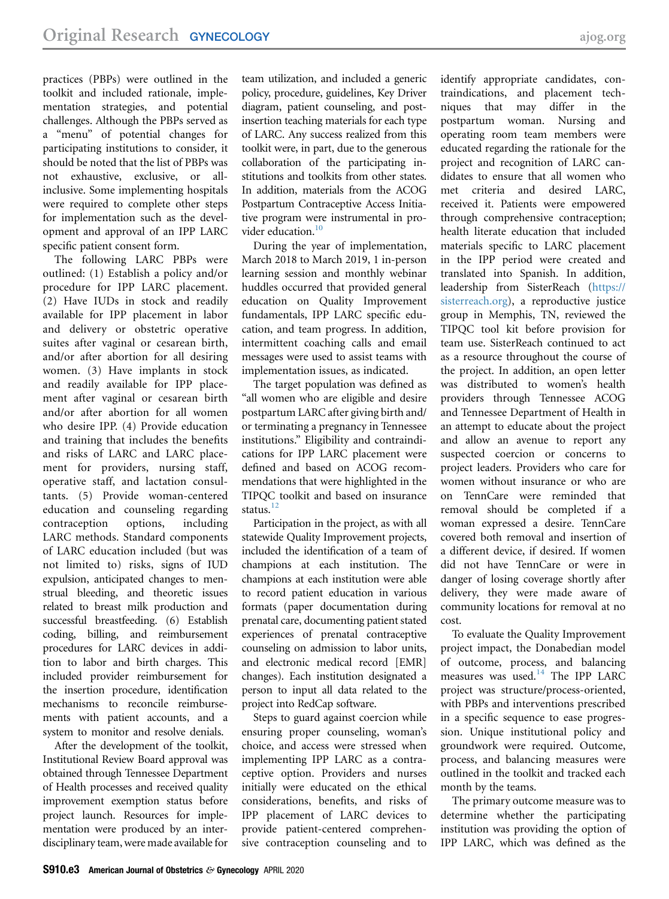practices (PBPs) were outlined in the toolkit and included rationale, implementation strategies, and potential challenges. Although the PBPs served as a "menu" of potential changes for participating institutions to consider, it should be noted that the list of PBPs was not exhaustive, exclusive, or all-inclusive. Some implementing hospitals were required to complete other steps for implementation such as the development and approval of an IPP LARC specific patient consent form.

The following LARC PBPs were outlined: (1) Establish a policy and/or procedure for IPP LARC placement. (2) Have IUDs in stock and readily available for IPP placement in labor and delivery or obstetric operative suites after vaginal or cesarean birth, and/or after abortion for all desiring women. (3) Have implants in stock and readily available for IPP placement after vaginal or cesarean birth and/or after abortion for all women who desire IPP. (4) Provide education and training that includes the benefits and risks of LARC and LARC placement for providers, nursing staff, operative staff, and lactation consultants. (5) Provide woman-centered education and counseling regarding contraception options, including LARC methods. Standard components of LARC education included (but was not limited to) risks, signs of IUD expulsion, anticipated changes to menstrual bleeding, and theoretic issues related to breast milk production and successful breastfeeding. (6) Establish coding, billing, and reimbursement procedures for LARC devices in addition to labor and birth charges. This included provider reimbursement for the insertion procedure, identification mechanisms to reconcile reimbursements with patient accounts, and a system to monitor and resolve denials.

After the development of the toolkit, Institutional Review Board approval was obtained through Tennessee Department of Health processes and received quality improvement exemption status before project launch. Resources for implementation were produced by an interdisciplinary team, were made available for team utilization, and included a generic policy, procedure, guidelines, Key Driver diagram, patient counseling, and post-insertion teaching materials for each type of LARC. Any success realized from this toolkit were, in part, due to the generous collaboration of the participating institutions and toolkits from other states. In addition, materials from the ACOG Postpartum Contraceptive Access Initiative program were instrumental in provider education.[10]

During the year of implementation, March 2018 to March 2019, 1 in-person learning session and monthly webinar huddles occurred that provided general education on Quality Improvement fundamentals, IPP LARC specific education, and team progress. In addition, intermittent coaching calls and email messages were used to assist teams with implementation issues, as indicated.

The target population was defined as "all women who are eligible and desire postpartum LARC after giving birth and/or terminating a pregnancy in Tennessee institutions." Eligibility and contraindications for IPP LARC placement were defined and based on ACOG recommendations that were highlighted in the TIPQC toolkit and based on insurance status.[12]

Participation in the project, as with all statewide Quality Improvement projects, included the identification of a team of champions at each institution. The champions at each institution were able to record patient education in various formats (paper documentation during prenatal care, documenting patient stated experiences of prenatal contraceptive counseling on admission to labor units, and electronic medical record [EMR] changes). Each institution designated a person to input all data related to the project into RedCap software.

Steps to guard against coercion while ensuring proper counseling, woman's choice, and access were stressed when implementing IPP LARC as a contraceptive option. Providers and nurses initially were educated on the ethical considerations, benefits, and risks of IPP placement of LARC devices to provide patient-centered comprehensive contraception counseling and to identify appropriate candidates, contraindications, and placement techniques that may differ in the postpartum woman. Nursing and operating room team members were educated regarding the rationale for the project and recognition of LARC candidates to ensure that all women who met criteria and desired LARC, received it. Patients were empowered through comprehensive contraception; health literate education that included materials specific to LARC placement in the IPP period were created and translated into Spanish. In addition, leadership from SisterReach (https://sisterreach.org), a reproductive justice group in Memphis, TN, reviewed the TIPQC tool kit before provision for team use. SisterReach continued to act as a resource throughout the course of the project. In addition, an open letter was distributed to women's health providers through Tennessee ACOG and Tennessee Department of Health in an attempt to educate about the project and allow an avenue to report any suspected coercion or concerns to project leaders. Providers who care for women without insurance or who are on TennCare were reminded that removal should be completed if a woman expressed a desire. TennCare covered both removal and insertion of a different device, if desired. If women did not have TennCare or were in danger of losing coverage shortly after delivery, they were made aware of community locations for removal at no cost.

To evaluate the Quality Improvement project impact, the Donabedian model of outcome, process, and balancing measures was used.[14] The IPP LARC project was structure/process-oriented, with PBPs and interventions prescribed in a specific sequence to ease progression. Unique institutional policy and groundwork were required. Outcome, process, and balancing measures were outlined in the toolkit and tracked each month by the teams.

The primary outcome measure was to determine whether the participating institution was providing the option of IPP LARC, which was defined as the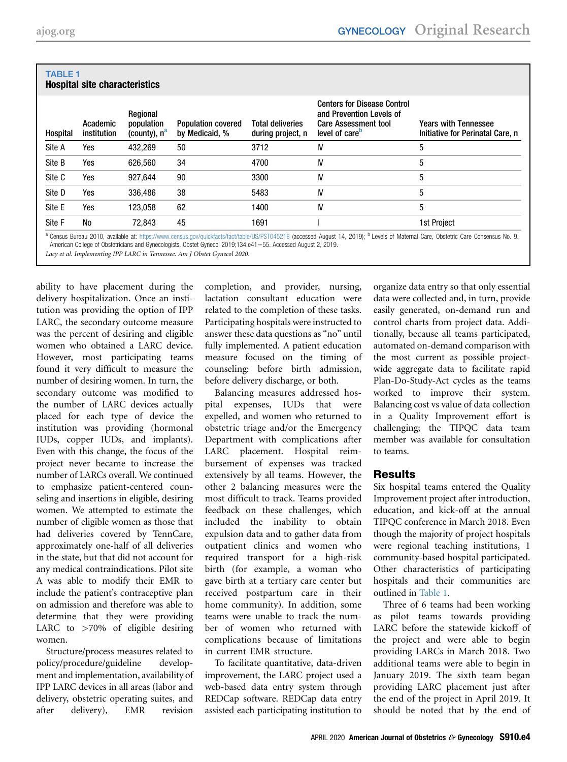**TABLE 1**
**Hospital site characteristics**

| Hospital | Academic institution | Regional population (county), n[a] | Population covered by Medicaid, % | Total deliveries during project, n | Centers for Disease Control and Prevention Levels of Care Assessment tool level of care[b] | Years with Tennessee Initiative for Perinatal Care, n |
|---|---|---|---|---|---|---|
| Site A | Yes | 432,269 | 50 | 3712 | IV | 5 |
| Site B | Yes | 626,560 | 34 | 4700 | IV | 5 |
| Site C | Yes | 927,644 | 90 | 3300 | IV | 5 |
| Site D | Yes | 336,486 | 38 | 5483 | IV | 5 |
| Site E | Yes | 123,058 | 62 | 1400 | IV | 5 |
| Site F | No | 72,843 | 45 | 1691 | I | 1st Project |

[a] Census Bureau 2010, available at: https://www.census.gov/quickfacts/fact/table/US/PST045218 (accessed August 14, 2019); [b] Levels of Maternal Care, Obstetric Care Consensus No. 9. American College of Obstetricians and Gynecologists. Obstet Gynecol 2019;134:e41–55. Accessed August 2, 2019.

*Lacy et al. Implementing IPP LARC in Tennessee. Am J Obstet Gynecol 2020.*

ability to have placement during the delivery hospitalization. Once an institution was providing the option of IPP LARC, the secondary outcome measure was the percent of desiring and eligible women who obtained a LARC device. However, most participating teams found it very difficult to measure the number of desiring women. In turn, the secondary outcome was modified to the number of LARC devices actually placed for each type of device the institution was providing (hormonal IUDs, copper IUDs, and implants). Even with this change, the focus of the project never became to increase the number of LARCs overall. We continued to emphasize patient-centered counseling and insertions in eligible, desiring women. We attempted to estimate the number of eligible women as those that had deliveries covered by TennCare, approximately one-half of all deliveries in the state, but that did not account for any medical contraindications. Pilot site A was able to modify their EMR to include the patient's contraceptive plan on admission and therefore was able to determine that they were providing LARC to >70% of eligible desiring women.

Structure/process measures related to policy/procedure/guideline development and implementation, availability of IPP LARC devices in all areas (labor and delivery, obstetric operating suites, and after delivery), EMR revision completion, and provider, nursing, lactation consultant education were related to the completion of these tasks. Participating hospitals were instructed to answer these data questions as "no" until fully implemented. A patient education measure focused on the timing of counseling: before birth admission, before delivery discharge, or both.

Balancing measures addressed hospital expenses, IUDs that were expelled, and women who returned to obstetric triage and/or the Emergency Department with complications after LARC placement. Hospital reimbursement of expenses was tracked extensively by all teams. However, the other 2 balancing measures were the most difficult to track. Teams provided feedback on these challenges, which included the inability to obtain expulsion data and to gather data from outpatient clinics and women who required transport for a high-risk birth (for example, a woman who gave birth at a tertiary care center but received postpartum care in their home community). In addition, some teams were unable to track the number of women who returned with complications because of limitations in current EMR structure.

To facilitate quantitative, data-driven improvement, the LARC project used a web-based data entry system through REDCap software. REDCap data entry assisted each participating institution to organize data entry so that only essential data were collected and, in turn, provide easily generated, on-demand run and control charts from project data. Additionally, because all teams participated, automated on-demand comparison with the most current as possible project-wide aggregate data to facilitate rapid Plan-Do-Study-Act cycles as the teams worked to improve their system. Balancing cost vs value of data collection in a Quality Improvement effort is challenging; the TIPQC data team member was available for consultation to teams.

## Results

Six hospital teams entered the Quality Improvement project after introduction, education, and kick-off at the annual TIPQC conference in March 2018. Even though the majority of project hospitals were regional teaching institutions, 1 community-based hospital participated. Other characteristics of participating hospitals and their communities are outlined in Table 1.

Three of 6 teams had been working as pilot teams towards providing LARC before the statewide kickoff of the project and were able to begin providing LARCs in March 2018. Two additional teams were able to begin in January 2019. The sixth team began providing LARC placement just after the end of the project in April 2019. It should be noted that by the end of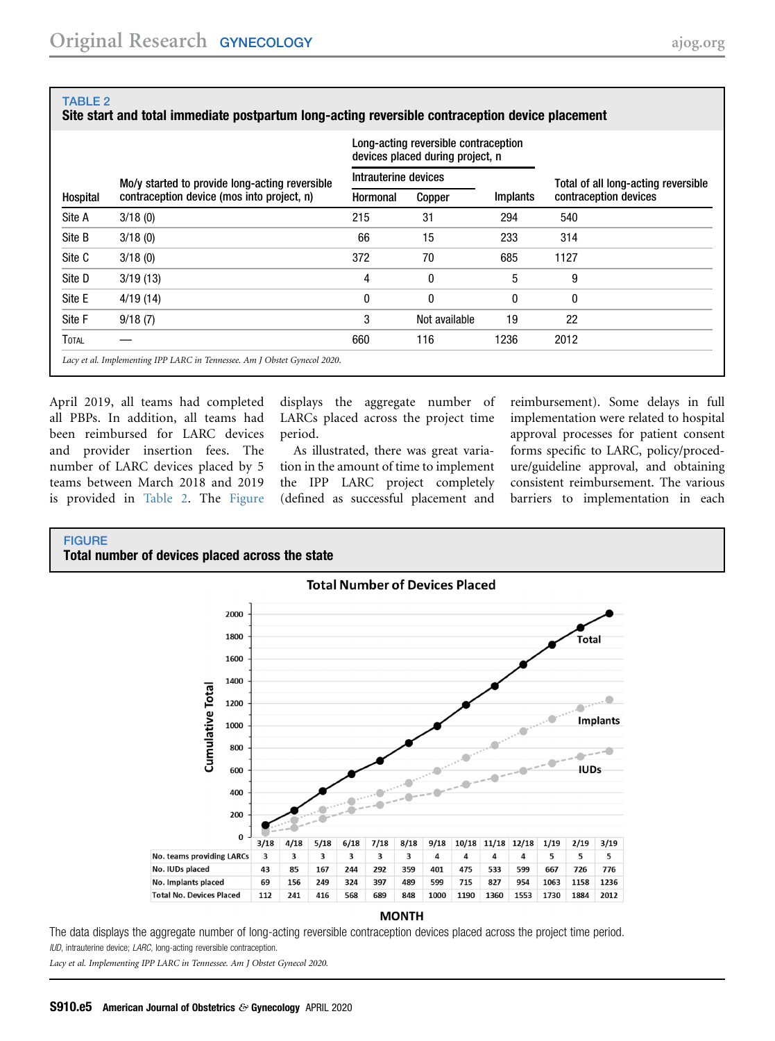**TABLE 2**
**Site start and total immediate postpartum long-acting reversible contraception device placement**

| Hospital | Mo/y started to provide long-acting reversible contraception device (mos into project, n) | Long-acting reversible contraception devices placed during project, n | | | Total of all long-acting reversible contraception devices |
|---|---|---|---|---|---|
| | | Intrauterine devices | | | |
| | | Hormonal | Copper | Implants | |
| Site A | 3/18 (0) | 215 | 31 | 294 | 540 |
| Site B | 3/18 (0) | 66 | 15 | 233 | 314 |
| Site C | 3/18 (0) | 372 | 70 | 685 | 1127 |
| Site D | 3/19 (13) | 4 | 0 | 5 | 9 |
| Site E | 4/19 (14) | 0 | 0 | 0 | 0 |
| Site F | 9/18 (7) | 3 | Not available | 19 | 22 |
| Total | — | 660 | 116 | 1236 | 2012 |

*Lacy et al. Implementing IPP LARC in Tennessee. Am J Obstet Gynecol 2020.*

April 2019, all teams had completed all PBPs. In addition, all teams had been reimbursed for LARC devices and provider insertion fees. The number of LARC devices placed by 5 teams between March 2018 and 2019 is provided in Table 2. The Figure displays the aggregate number of LARCs placed across the project time period.

As illustrated, there was great variation in the amount of time to implement the IPP LARC project completely (defined as successful placement and reimbursement). Some delays in full implementation were related to hospital approval processes for patient consent forms specific to LARC, policy/procedure/guideline approval, and obtaining consistent reimbursement. The various barriers to implementation in each

**FIGURE**
**Total number of devices placed across the state**

**Total Number of Devices Placed**

| MONTH | 3/18 | 4/18 | 5/18 | 6/18 | 7/18 | 8/18 | 9/18 | 10/18 | 11/18 | 12/18 | 1/19 | 2/19 | 3/19 |
|---|---|---|---|---|---|---|---|---|---|---|---|---|---|
| No. teams providing LARCs | 3 | 3 | 3 | 3 | 3 | 3 | 4 | 4 | 4 | 4 | 5 | 5 | 5 |
| No. IUDs placed | 43 | 85 | 167 | 244 | 292 | 359 | 401 | 475 | 533 | 599 | 667 | 726 | 776 |
| No. Implants placed | 69 | 156 | 249 | 324 | 397 | 489 | 599 | 715 | 827 | 954 | 1063 | 1158 | 1236 |
| Total No. Devices Placed | 112 | 241 | 416 | 568 | 689 | 848 | 1000 | 1190 | 1360 | 1553 | 1730 | 1884 | 2012 |

The data displays the aggregate number of long-acting reversible contraception devices placed across the project time period.

*IUD*, intrauterine device; *LARC*, long-acting reversible contraception.

*Lacy et al. Implementing IPP LARC in Tennessee. Am J Obstet Gynecol 2020.*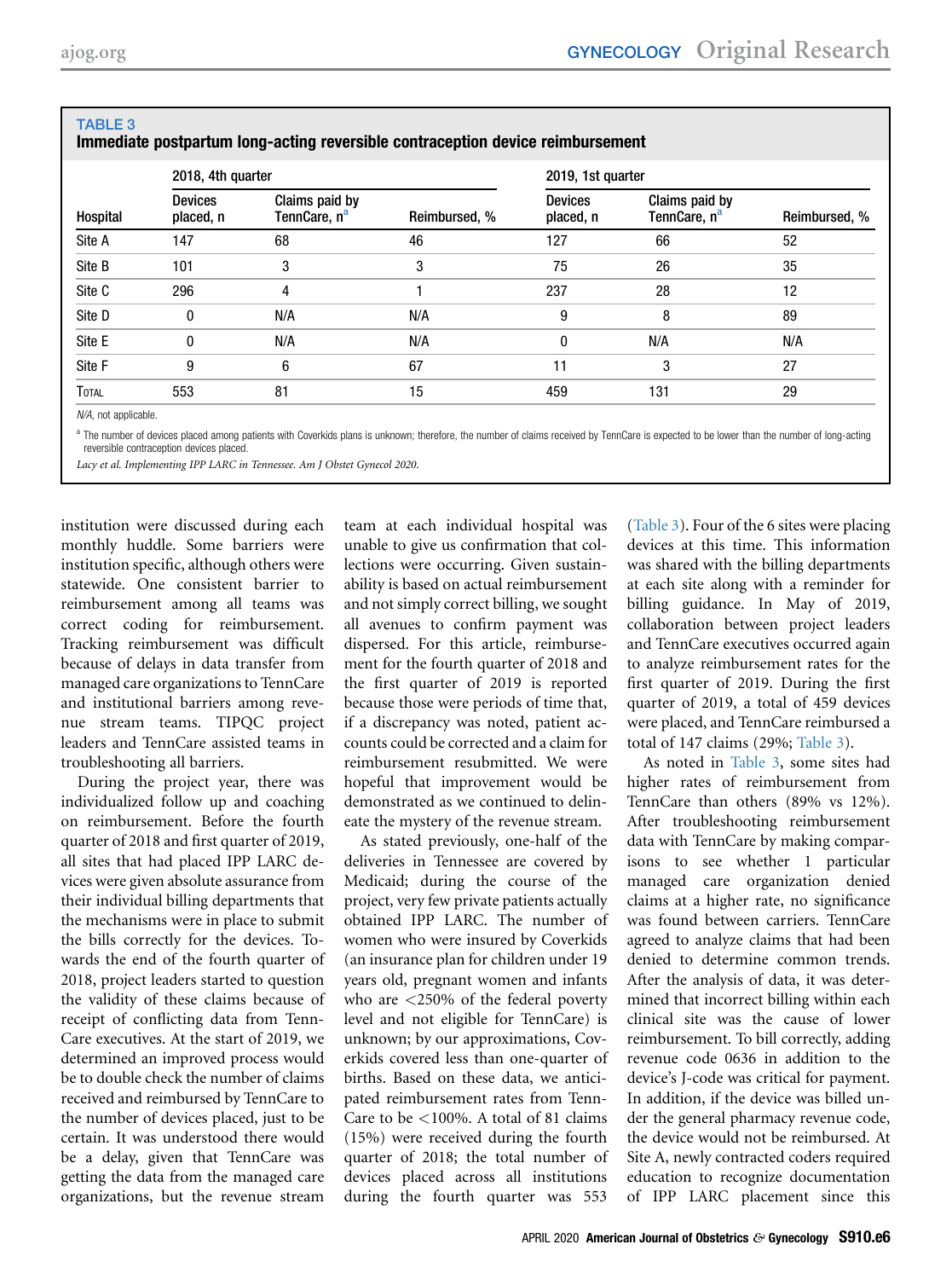**TABLE 3**
**Immediate postpartum long-acting reversible contraception device reimbursement**

| Hospital | 2018, 4th quarter | | | 2019, 1st quarter | | |
|---|---|---|---|---|---|---|
| | Devices placed, n | Claims paid by TennCare, n[a] | Reimbursed, % | Devices placed, n | Claims paid by TennCare, n[a] | Reimbursed, % |
| Site A | 147 | 68 | 46 | 127 | 66 | 52 |
| Site B | 101 | 3 | 3 | 75 | 26 | 35 |
| Site C | 296 | 4 | 1 | 237 | 28 | 12 |
| Site D | 0 | N/A | N/A | 9 | 8 | 89 |
| Site E | 0 | N/A | N/A | 0 | N/A | N/A |
| Site F | 9 | 6 | 67 | 11 | 3 | 27 |
| Total | 553 | 81 | 15 | 459 | 131 | 29 |

*N/A*, not applicable.

[a] The number of devices placed among patients with Coverkids plans is unknown; therefore, the number of claims received by TennCare is expected to be lower than the number of long-acting reversible contraception devices placed.

*Lacy et al. Implementing IPP LARC in Tennessee. Am J Obstet Gynecol 2020.*

institution were discussed during each monthly huddle. Some barriers were institution specific, although others were statewide. One consistent barrier to reimbursement among all teams was correct coding for reimbursement. Tracking reimbursement was difficult because of delays in data transfer from managed care organizations to TennCare and institutional barriers among revenue stream teams. TIPQC project leaders and TennCare assisted teams in troubleshooting all barriers.

During the project year, there was individualized follow up and coaching on reimbursement. Before the fourth quarter of 2018 and first quarter of 2019, all sites that had placed IPP LARC devices were given absolute assurance from their individual billing departments that the mechanisms were in place to submit the bills correctly for the devices. Towards the end of the fourth quarter of 2018, project leaders started to question the validity of these claims because of receipt of conflicting data from TennCare executives. At the start of 2019, we determined an improved process would be to double check the number of claims received and reimbursed by TennCare to the number of devices placed, just to be certain. It was understood there would be a delay, given that TennCare was getting the data from the managed care organizations, but the revenue stream team at each individual hospital was unable to give us confirmation that collections were occurring. Given sustainability is based on actual reimbursement and not simply correct billing, we sought all avenues to confirm payment was dispersed. For this article, reimbursement for the fourth quarter of 2018 and the first quarter of 2019 is reported because those were periods of time that, if a discrepancy was noted, patient accounts could be corrected and a claim for reimbursement resubmitted. We were hopeful that improvement would be demonstrated as we continued to delineate the mystery of the revenue stream.

As stated previously, one-half of the deliveries in Tennessee are covered by Medicaid; during the course of the project, very few private patients actually obtained IPP LARC. The number of women who were insured by Coverkids (an insurance plan for children under 19 years old, pregnant women and infants who are <250% of the federal poverty level and not eligible for TennCare) is unknown; by our approximations, Coverkids covered less than one-quarter of births. Based on these data, we anticipated reimbursement rates from TennCare to be <100%. A total of 81 claims (15%) were received during the fourth quarter of 2018; the total number of devices placed across all institutions during the fourth quarter was 553 (Table 3). Four of the 6 sites were placing devices at this time. This information was shared with the billing departments at each site along with a reminder for billing guidance. In May of 2019, collaboration between project leaders and TennCare executives occurred again to analyze reimbursement rates for the first quarter of 2019. During the first quarter of 2019, a total of 459 devices were placed, and TennCare reimbursed a total of 147 claims (29%; Table 3).

As noted in Table 3, some sites had higher rates of reimbursement from TennCare than others (89% vs 12%). After troubleshooting reimbursement data with TennCare by making comparisons to see whether 1 particular managed care organization denied claims at a higher rate, no significance was found between carriers. TennCare agreed to analyze claims that had been denied to determine common trends. After the analysis of data, it was determined that incorrect billing within each clinical site was the cause of lower reimbursement. To bill correctly, adding revenue code 0636 in addition to the device's J-code was critical for payment. In addition, if the device was billed under the general pharmacy revenue code, the device would not be reimbursed. At Site A, newly contracted coders required education to recognize documentation of IPP LARC placement since this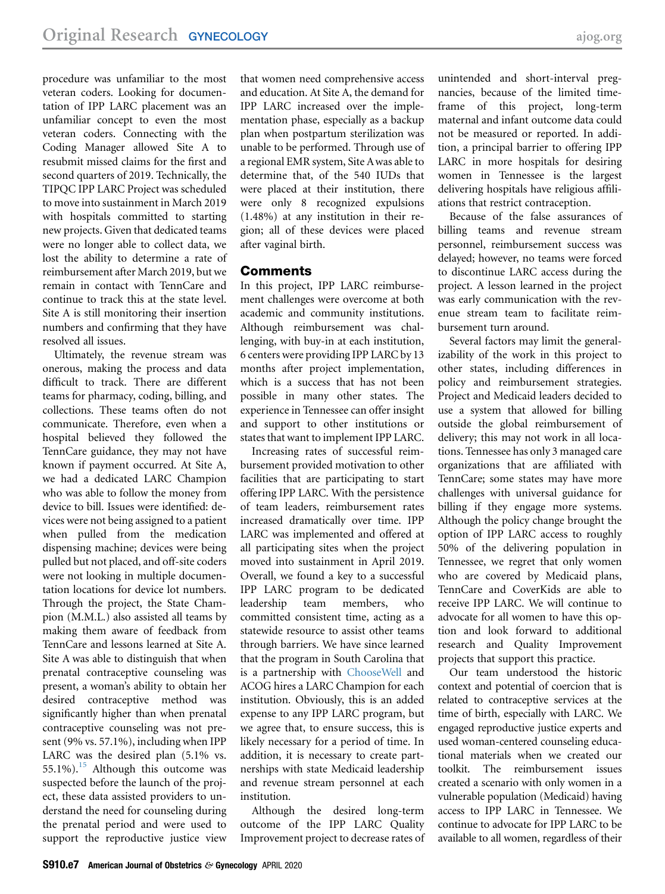procedure was unfamiliar to the most veteran coders. Looking for documentation of IPP LARC placement was an unfamiliar concept to even the most veteran coders. Connecting with the Coding Manager allowed Site A to resubmit missed claims for the first and second quarters of 2019. Technically, the TIPQC IPP LARC Project was scheduled to move into sustainment in March 2019 with hospitals committed to starting new projects. Given that dedicated teams were no longer able to collect data, we lost the ability to determine a rate of reimbursement after March 2019, but we remain in contact with TennCare and continue to track this at the state level. Site A is still monitoring their insertion numbers and confirming that they have resolved all issues.

Ultimately, the revenue stream was onerous, making the process and data difficult to track. There are different teams for pharmacy, coding, billing, and collections. These teams often do not communicate. Therefore, even when a hospital believed they followed the TennCare guidance, they may not have known if payment occurred. At Site A, we had a dedicated LARC Champion who was able to follow the money from device to bill. Issues were identified: devices were not being assigned to a patient when pulled from the medication dispensing machine; devices were being pulled but not placed, and off-site coders were not looking in multiple documentation locations for device lot numbers. Through the project, the State Champion (M.M.L.) also assisted all teams by making them aware of feedback from TennCare and lessons learned at Site A. Site A was able to distinguish that when prenatal contraceptive counseling was present, a woman's ability to obtain her desired contraceptive method was significantly higher than when prenatal contraceptive counseling was not present (9% vs. 57.1%), including when IPP LARC was the desired plan (5.1% vs. 55.1%).[15] Although this outcome was suspected before the launch of the project, these data assisted providers to understand the need for counseling during the prenatal period and were used to support the reproductive justice view that women need comprehensive access and education. At Site A, the demand for IPP LARC increased over the implementation phase, especially as a backup plan when postpartum sterilization was unable to be performed. Through use of a regional EMR system, Site A was able to determine that, of the 540 IUDs that were placed at their institution, there were only 8 recognized expulsions (1.48%) at any institution in their region; all of these devices were placed after vaginal birth.

## Comments

In this project, IPP LARC reimbursement challenges were overcome at both academic and community institutions. Although reimbursement was challenging, with buy-in at each institution, 6 centers were providing IPP LARC by 13 months after project implementation, which is a success that has not been possible in many other states. The experience in Tennessee can offer insight and support to other institutions or states that want to implement IPP LARC.

Increasing rates of successful reimbursement provided motivation to other facilities that are participating to start offering IPP LARC. With the persistence of team leaders, reimbursement rates increased dramatically over time. IPP LARC was implemented and offered at all participating sites when the project moved into sustainment in April 2019. Overall, we found a key to a successful IPP LARC program to be dedicated leadership team members, who committed consistent time, acting as a statewide resource to assist other teams through barriers. We have since learned that the program in South Carolina that is a partnership with ChooseWell and ACOG hires a LARC Champion for each institution. Obviously, this is an added expense to any IPP LARC program, but we agree that, to ensure success, this is likely necessary for a period of time. In addition, it is necessary to create partnerships with state Medicaid leadership and revenue stream personnel at each institution.

Although the desired long-term outcome of the IPP LARC Quality Improvement project to decrease rates of unintended and short-interval pregnancies, because of the limited timeframe of this project, long-term maternal and infant outcome data could not be measured or reported. In addition, a principal barrier to offering IPP LARC in more hospitals for desiring women in Tennessee is the largest delivering hospitals have religious affiliations that restrict contraception.

Because of the false assurances of billing teams and revenue stream personnel, reimbursement success was delayed; however, no teams were forced to discontinue LARC access during the project. A lesson learned in the project was early communication with the revenue stream team to facilitate reimbursement turn around.

Several factors may limit the generalizability of the work in this project to other states, including differences in policy and reimbursement strategies. Project and Medicaid leaders decided to use a system that allowed for billing outside the global reimbursement of delivery; this may not work in all locations. Tennessee has only 3 managed care organizations that are affiliated with TennCare; some states may have more challenges with universal guidance for billing if they engage more systems. Although the policy change brought the option of IPP LARC access to roughly 50% of the delivering population in Tennessee, we regret that only women who are covered by Medicaid plans, TennCare and CoverKids are able to receive IPP LARC. We will continue to advocate for all women to have this option and look forward to additional research and Quality Improvement projects that support this practice.

Our team understood the historic context and potential of coercion that is related to contraceptive services at the time of birth, especially with LARC. We engaged reproductive justice experts and used woman-centered counseling educational materials when we created our toolkit. The reimbursement issues created a scenario with only women in a vulnerable population (Medicaid) having access to IPP LARC in Tennessee. We continue to advocate for IPP LARC to be available to all women, regardless of their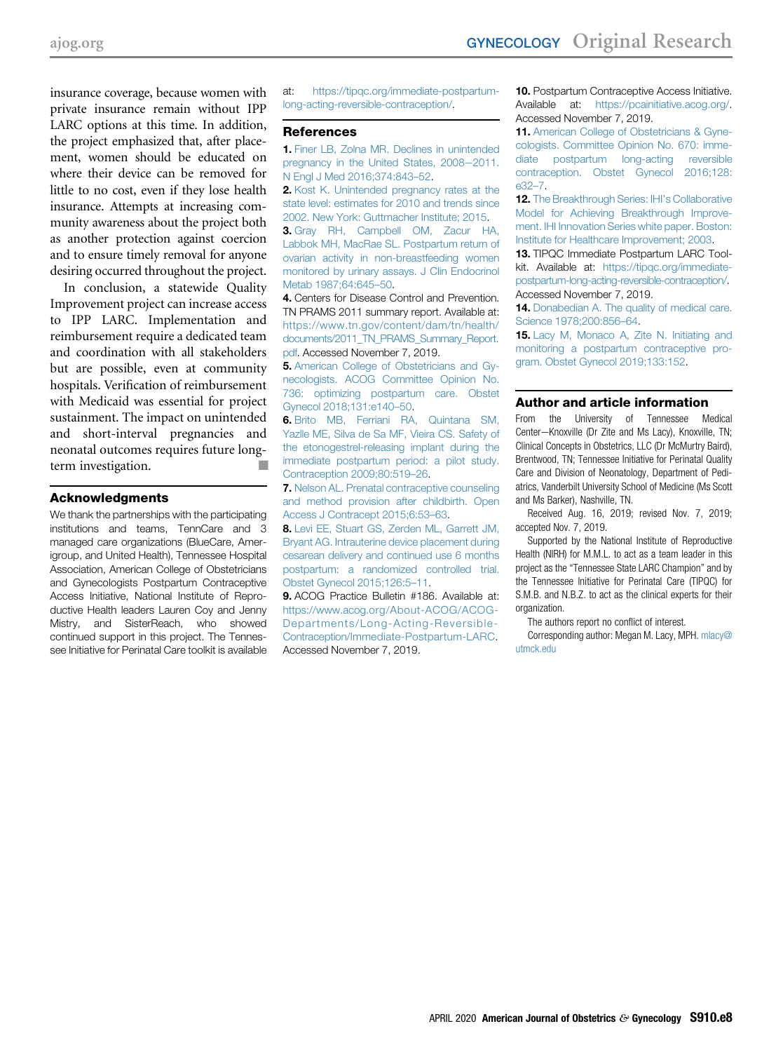insurance coverage, because women with private insurance remain without IPP LARC options at this time. In addition, the project emphasized that, after placement, women should be educated on where their device can be removed for little to no cost, even if they lose health insurance. Attempts at increasing community awareness about the project both as another protection against coercion and to ensure timely removal for anyone desiring occurred throughout the project.

In conclusion, a statewide Quality Improvement project can increase access to IPP LARC. Implementation and reimbursement require a dedicated team and coordination with all stakeholders but are possible, even at community hospitals. Verification of reimbursement with Medicaid was essential for project sustainment. The impact on unintended and short-interval pregnancies and neonatal outcomes requires future long-term investigation. ■

## Acknowledgments

We thank the partnerships with the participating institutions and teams, TennCare and 3 managed care organizations (BlueCare, Amerigroup, and United Health), Tennessee Hospital Association, American College of Obstetricians and Gynecologists Postpartum Contraceptive Access Initiative, National Institute of Reproductive Health leaders Lauren Coy and Jenny Mistry, and SisterReach, who showed continued support in this project. The Tennessee Initiative for Perinatal Care toolkit is available at: https://tipqc.org/immediate-postpartum-long-acting-reversible-contraception/.

## References

**1.** Finer LB, Zolna MR. Declines in unintended pregnancy in the United States, 2008–2011. N Engl J Med 2016;374:843–52.

**2.** Kost K. Unintended pregnancy rates at the state level: estimates for 2010 and trends since 2002. New York: Guttmacher Institute; 2015.

**3.** Gray RH, Campbell OM, Zacur HA, Labbok MH, MacRae SL. Postpartum return of ovarian activity in non-breastfeeding women monitored by urinary assays. J Clin Endocrinol Metab 1987;64:645–50.

**4.** Centers for Disease Control and Prevention. TN PRAMS 2011 summary report. Available at: https://www.tn.gov/content/dam/tn/health/documents/2011_TN_PRAMS_Summary_Report.pdf. Accessed November 7, 2019.

**5.** American College of Obstetricians and Gynecologists. ACOG Committee Opinion No. 736: optimizing postpartum care. Obstet Gynecol 2018;131:e140–50.

**6.** Brito MB, Ferriani RA, Quintana SM, Yazlle ME, Silva de Sa MF, Vieira CS. Safety of the etonogestrel-releasing implant during the immediate postpartum period: a pilot study. Contraception 2009;80:519–26.

**7.** Nelson AL. Prenatal contraceptive counseling and method provision after childbirth. Open Access J Contracept 2015;6:53–63.

**8.** Levi EE, Stuart GS, Zerden ML, Garrett JM, Bryant AG. Intrauterine device placement during cesarean delivery and continued use 6 months postpartum: a randomized controlled trial. Obstet Gynecol 2015;126:5–11.

**9.** ACOG Practice Bulletin #186. Available at: https://www.acog.org/About-ACOG/ACOG-Departments/Long-Acting-Reversible-Contraception/Immediate-Postpartum-LARC. Accessed November 7, 2019.

**10.** Postpartum Contraceptive Access Initiative. Available at: https://pcainitiative.acog.org/. Accessed November 7, 2019.

**11.** American College of Obstetricians & Gynecologists. Committee Opinion No. 670: immediate postpartum long-acting reversible contraception. Obstet Gynecol 2016;128:e32–7.

**12.** The Breakthrough Series: IHI's Collaborative Model for Achieving Breakthrough Improvement. IHI Innovation Series white paper. Boston: Institute for Healthcare Improvement; 2003.

**13.** TIPQC Immediate Postpartum LARC Toolkit. Available at: https://tipqc.org/immediate-postpartum-long-acting-reversible-contraception/. Accessed November 7, 2019.

**14.** Donabedian A. The quality of medical care. Science 1978;200:856–64.

**15.** Lacy M, Monaco A, Zite N. Initiating and monitoring a postpartum contraceptive program. Obstet Gynecol 2019;133:152.

## Author and article information

From the University of Tennessee Medical Center—Knoxville (Dr Zite and Ms Lacy), Knoxville, TN; Clinical Concepts in Obstetrics, LLC (Dr McMurtry Baird), Brentwood, TN; Tennessee Initiative for Perinatal Quality Care and Division of Neonatology, Department of Pediatrics, Vanderbilt University School of Medicine (Ms Scott and Ms Barker), Nashville, TN.

Received Aug. 16, 2019; revised Nov. 7, 2019; accepted Nov. 7, 2019.

Supported by the National Institute of Reproductive Health (NIRH) for M.M.L. to act as a team leader in this project as the "Tennessee State LARC Champion" and by the Tennessee Initiative for Perinatal Care (TIPQC) for S.M.B. and N.B.Z. to act as the clinical experts for their organization.

The authors report no conflict of interest.

Corresponding author: Megan M. Lacy, MPH. mlacy@utmck.edu